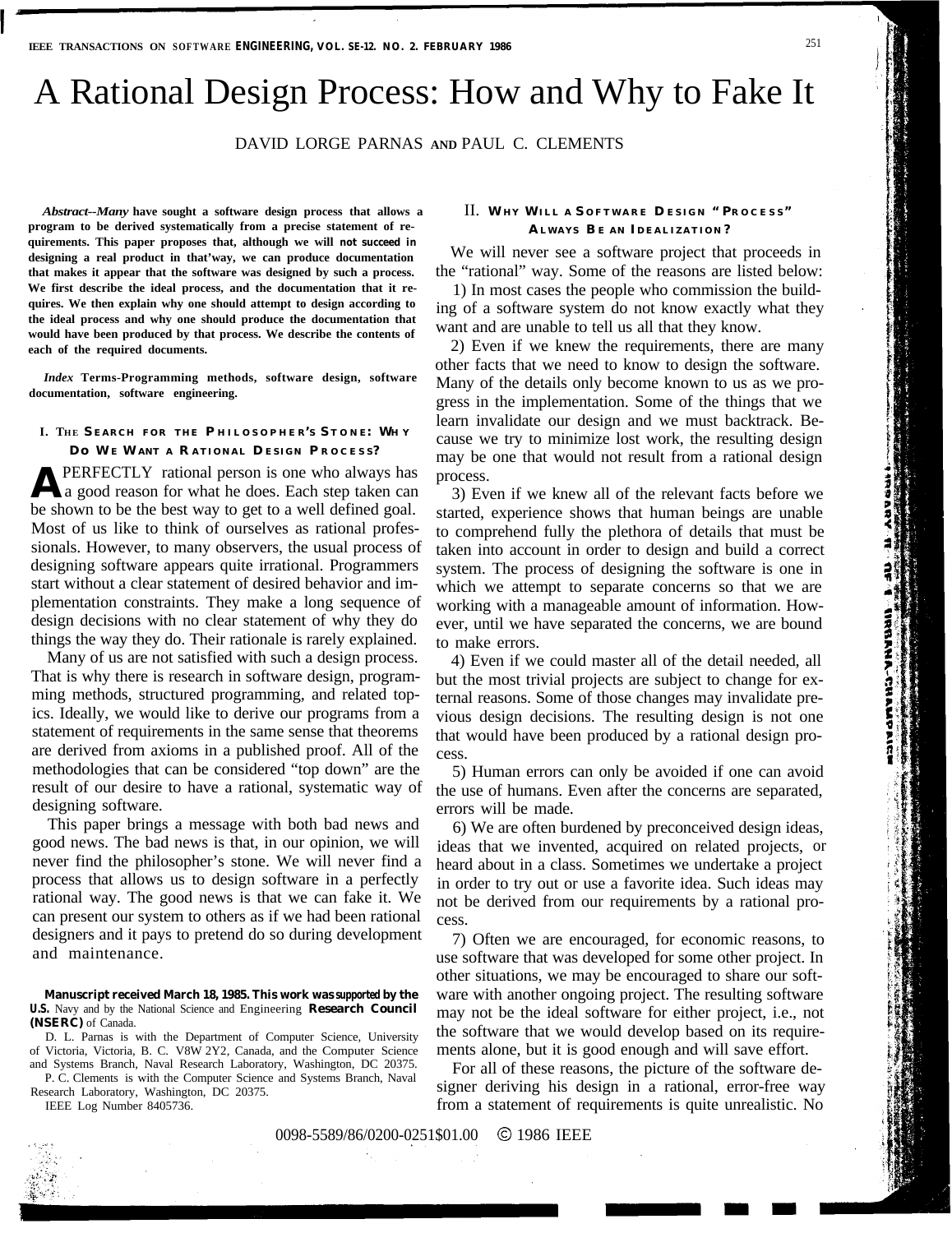# A Rational Design Process: How and Why to Fake It

DAVID LORGE PARNAS AND PAUL C. CLEMENTS

***Abstract*—Many have sought a software design process that allows a program to be derived systematically from a precise statement of requirements. This paper proposes that, although we will not succeed in designing a real product in that'way, we can produce documentation that makes it appear that the software was designed by such a process. We first describe the ideal process, and the documentation that it requires. We then explain why one should attempt to design according to the ideal process and why one should produce the documentation that would have been produced by that process. We describe the contents of each of the required documents.**

***Index* Terms—Programming methods, software design, software documentation, software engineering.**

## I. The Search for the Philosopher's Stone: Why Do We Want a Rational Design Process?

A PERFECTLY rational person is one who always has a good reason for what he does. Each step taken can be shown to be the best way to get to a well defined goal. Most of us like to think of ourselves as rational professionals. However, to many observers, the usual process of designing software appears quite irrational. Programmers start without a clear statement of desired behavior and implementation constraints. They make a long sequence of design decisions with no clear statement of why they do things the way they do. Their rationale is rarely explained.

Many of us are not satisfied with such a design process. That is why there is research in software design, programming methods, structured programming, and related topics. Ideally, we would like to derive our programs from a statement of requirements in the same sense that theorems are derived from axioms in a published proof. All of the methodologies that can be considered "top down" are the result of our desire to have a rational, systematic way of designing software.

This paper brings a message with both bad news and good news. The bad news is that, in our opinion, we will never find the philosopher's stone. We will never find a process that allows us to design software in a perfectly rational way. The good news is that we can fake it. We can present our system to others as if we had been rational designers and it pays to pretend do so during development and maintenance.

Manuscript received March 18, 1985. This work was supported by the U.S. Navy and by the National Science and Engineering Research Council (NSERC) of Canada.

D. L. Parnas is with the Department of Computer Science, University of Victoria, Victoria, B. C. V8W 2Y2, Canada, and the Computer Science and Systems Branch, Naval Research Laboratory, Washington, DC 20375.

P. C. Clements is with the Computer Science and Systems Branch, Naval Research Laboratory, Washington, DC 20375.

IEEE Log Number 8405736.

## II. Why Will a Software Design "Process" Always Be an Idealization?

We will never see a software project that proceeds in the "rational" way. Some of the reasons are listed below:

1) In most cases the people who commission the building of a software system do not know exactly what they want and are unable to tell us all that they know.

2) Even if we knew the requirements, there are many other facts that we need to know to design the software. Many of the details only become known to us as we progress in the implementation. Some of the things that we learn invalidate our design and we must backtrack. Because we try to minimize lost work, the resulting design may be one that would not result from a rational design process.

3) Even if we knew all of the relevant facts before we started, experience shows that human beings are unable to comprehend fully the plethora of details that must be taken into account in order to design and build a correct system. The process of designing the software is one in which we attempt to separate concerns so that we are working with a manageable amount of information. However, until we have separated the concerns, we are bound to make errors.

4) Even if we could master all of the detail needed, all but the most trivial projects are subject to change for external reasons. Some of those changes may invalidate previous design decisions. The resulting design is not one that would have been produced by a rational design process.

5) Human errors can only be avoided if one can avoid the use of humans. Even after the concerns are separated, errors will be made.

6) We are often burdened by preconceived design ideas, ideas that we invented, acquired on related projects, or heard about in a class. Sometimes we undertake a project in order to try out or use a favorite idea. Such ideas may not be derived from our requirements by a rational process.

7) Often we are encouraged, for economic reasons, to use software that was developed for some other project. In other situations, we may be encouraged to share our software with another ongoing project. The resulting software may not be the ideal software for either project, i.e., not the software that we would develop based on its requirements alone, but it is good enough and will save effort.

For all of these reasons, the picture of the software designer deriving his design in a rational, error-free way from a statement of requirements is quite unrealistic. No

0098-5589/86/0200-0251$01.00 © 1986 IEEE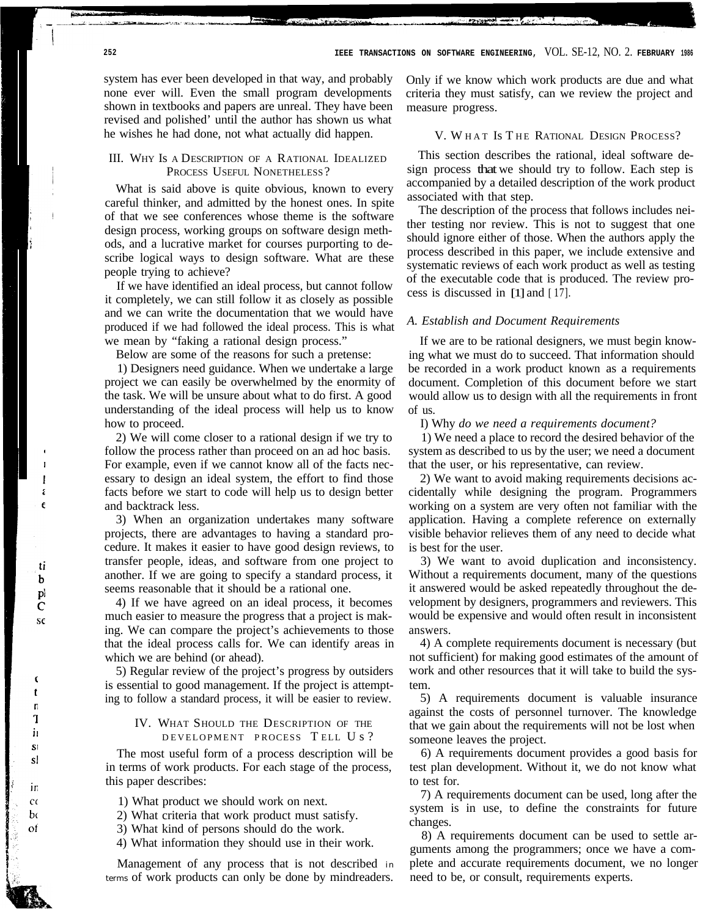system has ever been developed in that way, and probably none ever will. Even the small program developments shown in textbooks and papers are unreal. They have been revised and polished' until the author has shown us what he wishes he had done, not what actually did happen.

## III. Why Is a Description of a Rational Idealized Process Useful Nonetheless?

What is said above is quite obvious, known to every careful thinker, and admitted by the honest ones. In spite of that we see conferences whose theme is the software design process, working groups on software design methods, and a lucrative market for courses purporting to describe logical ways to design software. What are these people trying to achieve?

If we have identified an ideal process, but cannot follow it completely, we can still follow it as closely as possible and we can write the documentation that we would have produced if we had followed the ideal process. This is what we mean by "faking a rational design process."

Below are some of the reasons for such a pretense:

1) Designers need guidance. When we undertake a large project we can easily be overwhelmed by the enormity of the task. We will be unsure about what to do first. A good understanding of the ideal process will help us to know how to proceed.

2) We will come closer to a rational design if we try to follow the process rather than proceed on an ad hoc basis. For example, even if we cannot know all of the facts necessary to design an ideal system, the effort to find those facts before we start to code will help us to design better and backtrack less.

3) When an organization undertakes many software projects, there are advantages to having a standard procedure. It makes it easier to have good design reviews, to transfer people, ideas, and software from one project to another. If we are going to specify a standard process, it seems reasonable that it should be a rational one.

4) If we have agreed on an ideal process, it becomes much easier to measure the progress that a project is making. We can compare the project's achievements to those that the ideal process calls for. We can identify areas in which we are behind (or ahead).

5) Regular review of the project's progress by outsiders is essential to good management. If the project is attempting to follow a standard process, it will be easier to review.

## IV. What Should the Description of the Development Process Tell Us?

The most useful form of a process description will be in terms of work products. For each stage of the process, this paper describes:

1) What product we should work on next.
2) What criteria that work product must satisfy.
3) What kind of persons should do the work.
4) What information they should use in their work.

Management of any process that is not described in terms of work products can only be done by mindreaders. Only if we know which work products are due and what criteria they must satisfy, can we review the project and measure progress.

## V. What Is the Rational Design Process?

This section describes the rational, ideal software design process that we should try to follow. Each step is accompanied by a detailed description of the work product associated with that step.

The description of the process that follows includes neither testing nor review. This is not to suggest that one should ignore either of those. When the authors apply the process described in this paper, we include extensive and systematic reviews of each work product as well as testing of the executable code that is produced. The review process is discussed in [1] and [17].

### A. Establish and Document Requirements

If we are to be rational designers, we must begin knowing what we must do to succeed. That information should be recorded in a work product known as a requirements document. Completion of this document before we start would allow us to design with all the requirements in front of us.

I) Why *do we need a requirements document?*

1) We need a place to record the desired behavior of the system as described to us by the user; we need a document that the user, or his representative, can review.

2) We want to avoid making requirements decisions accidentally while designing the program. Programmers working on a system are very often not familiar with the application. Having a complete reference on externally visible behavior relieves them of any need to decide what is best for the user.

3) We want to avoid duplication and inconsistency. Without a requirements document, many of the questions it answered would be asked repeatedly throughout the development by designers, programmers and reviewers. This would be expensive and would often result in inconsistent answers.

4) A complete requirements document is necessary (but not sufficient) for making good estimates of the amount of work and other resources that it will take to build the system.

5) A requirements document is valuable insurance against the costs of personnel turnover. The knowledge that we gain about the requirements will not be lost when someone leaves the project.

6) A requirements document provides a good basis for test plan development. Without it, we do not know what to test for.

7) A requirements document can be used, long after the system is in use, to define the constraints for future changes.

8) A requirements document can be used to settle arguments among the programmers; once we have a complete and accurate requirements document, we no longer need to be, or consult, requirements experts.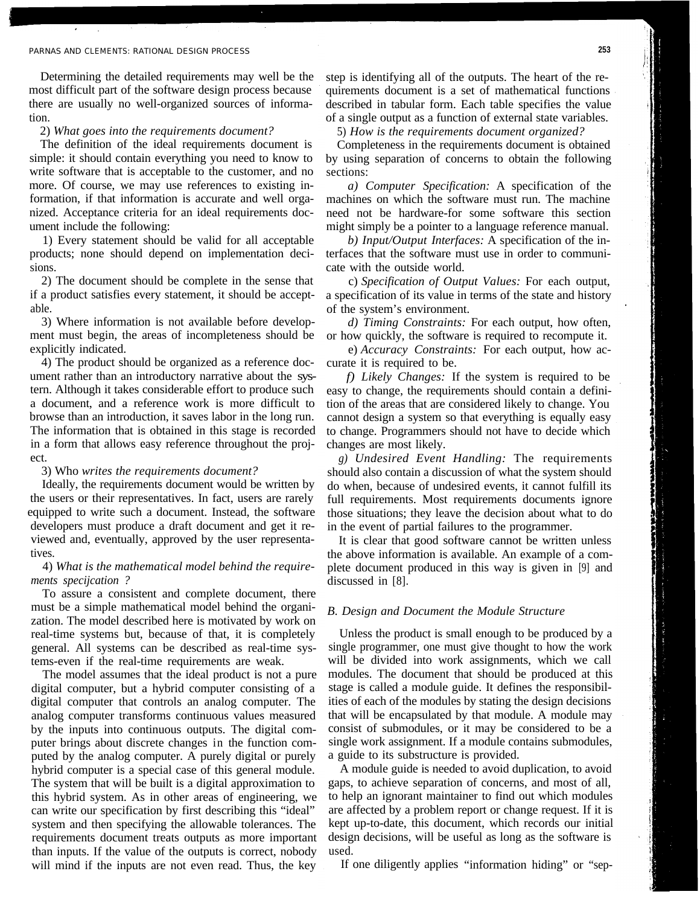Determining the detailed requirements may well be the most difficult part of the software design process because there are usually no well-organized sources of information.

2) *What goes into the requirements document?*

The definition of the ideal requirements document is simple: it should contain everything you need to know to write software that is acceptable to the customer, and no more. Of course, we may use references to existing information, if that information is accurate and well organized. Acceptance criteria for an ideal requirements document include the following:

1) Every statement should be valid for all acceptable products; none should depend on implementation decisions.

2) The document should be complete in the sense that if a product satisfies every statement, it should be acceptable.

3) Where information is not available before development must begin, the areas of incompleteness should be explicitly indicated.

4) The product should be organized as a reference document rather than an introductory narrative about the system. Although it takes considerable effort to produce such a document, and a reference work is more difficult to browse than an introduction, it saves labor in the long run. The information that is obtained in this stage is recorded in a form that allows easy reference throughout the project.

3) *Who writes the requirements document?*

Ideally, the requirements document would be written by the users or their representatives. In fact, users are rarely equipped to write such a document. Instead, the software developers must produce a draft document and get it reviewed and, eventually, approved by the user representatives.

4) *What is the mathematical model behind the requirements specijcation ?*

To assure a consistent and complete document, there must be a simple mathematical model behind the organization. The model described here is motivated by work on real-time systems but, because of that, it is completely general. All systems can be described as real-time systems-even if the real-time requirements are weak.

The model assumes that the ideal product is not a pure digital computer, but a hybrid computer consisting of a digital computer that controls an analog computer. The analog computer transforms continuous values measured by the inputs into continuous outputs. The digital computer brings about discrete changes in the function computed by the analog computer. A purely digital or purely hybrid computer is a special case of this general module. The system that will be built is a digital approximation to this hybrid system. As in other areas of engineering, we can write our specification by first describing this "ideal" system and then specifying the allowable tolerances. The requirements document treats outputs as more important than inputs. If the value of the outputs is correct, nobody will mind if the inputs are not even read. Thus, the key step is identifying all of the outputs. The heart of the requirements document is a set of mathematical functions described in tabular form. Each table specifies the value of a single output as a function of external state variables.

5) *How is the requirements document organized?*

Completeness in the requirements document is obtained by using separation of concerns to obtain the following sections:

*a) Computer Specification:* A specification of the machines on which the software must run. The machine need not be hardware-for some software this section might simply be a pointer to a language reference manual.

*b) Input/Output Interfaces:* A specification of the interfaces that the software must use in order to communicate with the outside world.

c) *Specification of Output Values:* For each output, a specification of its value in terms of the state and history of the system's environment.

*d) Timing Constraints:* For each output, how often, or how quickly, the software is required to recompute it.

e) *Accuracy Constraints:* For each output, how accurate it is required to be.

*f) Likely Changes:* If the system is required to be easy to change, the requirements should contain a definition of the areas that are considered likely to change. You cannot design a system so that everything is equally easy to change. Programmers should not have to decide which changes are most likely.

*g) Undesired Event Handling:* The requirements should also contain a discussion of what the system should do when, because of undesired events, it cannot fulfill its full requirements. Most requirements documents ignore those situations; they leave the decision about what to do in the event of partial failures to the programmer.

It is clear that good software cannot be written unless the above information is available. An example of a complete document produced in this way is given in [9] and discussed in [8].

### *B. Design and Document the Module Structure*

Unless the product is small enough to be produced by a single programmer, one must give thought to how the work will be divided into work assignments, which we call modules. The document that should be produced at this stage is called a module guide. It defines the responsibilities of each of the modules by stating the design decisions that will be encapsulated by that module. A module may consist of submodules, or it may be considered to be a single work assignment. If a module contains submodules, a guide to its substructure is provided.

A module guide is needed to avoid duplication, to avoid gaps, to achieve separation of concerns, and most of all, to help an ignorant maintainer to find out which modules are affected by a problem report or change request. If it is kept up-to-date, this document, which records our initial design decisions, will be useful as long as the software is used.

If one diligently applies "information hiding" or "sep-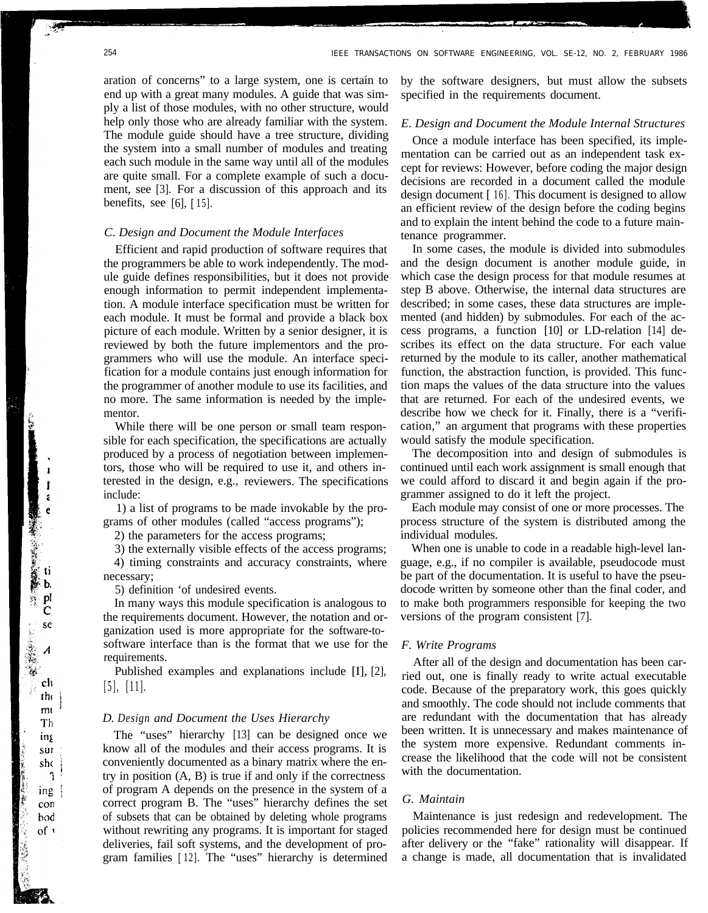aration of concerns" to a large system, one is certain to end up with a great many modules. A guide that was simply a list of those modules, with no other structure, would help only those who are already familiar with the system. The module guide should have a tree structure, dividing the system into a small number of modules and treating each such module in the same way until all of the modules are quite small. For a complete example of such a document, see [3]. For a discussion of this approach and its benefits, see [6], [15].

### C. Design and Document the Module Interfaces

Efficient and rapid production of software requires that the programmers be able to work independently. The module guide defines responsibilities, but it does not provide enough information to permit independent implementation. A module interface specification must be written for each module. It must be formal and provide a black box picture of each module. Written by a senior designer, it is reviewed by both the future implementors and the programmers who will use the module. An interface specification for a module contains just enough information for the programmer of another module to use its facilities, and no more. The same information is needed by the implementor.

While there will be one person or small team responsible for each specification, the specifications are actually produced by a process of negotiation between implementors, those who will be required to use it, and others interested in the design, e.g., reviewers. The specifications include:

1) a list of programs to be made invokable by the programs of other modules (called "access programs");
2) the parameters for the access programs;
3) the externally visible effects of the access programs;
4) timing constraints and accuracy constraints, where necessary;
5) definition of undesired events.

In many ways this module specification is analogous to the requirements document. However, the notation and organization used is more appropriate for the software-to-software interface than is the format that we use for the requirements.

Published examples and explanations include [1], [2], [5], [11].

### D. Design and Document the Uses Hierarchy

The "uses" hierarchy [13] can be designed once we know all of the modules and their access programs. It is conveniently documented as a binary matrix where the entry in position (A, B) is true if and only if the correctness of program A depends on the presence in the system of a correct program B. The "uses" hierarchy defines the set of subsets that can be obtained by deleting whole programs without rewriting any programs. It is important for staged deliveries, fail soft systems, and the development of program families [12]. The "uses" hierarchy is determined by the software designers, but must allow the subsets specified in the requirements document.

### E. Design and Document the Module Internal Structures

Once a module interface has been specified, its implementation can be carried out as an independent task except for reviews: However, before coding the major design decisions are recorded in a document called the module design document [16]. This document is designed to allow an efficient review of the design before the coding begins and to explain the intent behind the code to a future maintenance programmer.

In some cases, the module is divided into submodules and the design document is another module guide, in which case the design process for that module resumes at step B above. Otherwise, the internal data structures are described; in some cases, these data structures are implemented (and hidden) by submodules. For each of the access programs, a function [10] or LD-relation [14] describes its effect on the data structure. For each value returned by the module to its caller, another mathematical function, the abstraction function, is provided. This function maps the values of the data structure into the values that are returned. For each of the undesired events, we describe how we check for it. Finally, there is a "verification," an argument that programs with these properties would satisfy the module specification.

The decomposition into and design of submodules is continued until each work assignment is small enough that we could afford to discard it and begin again if the programmer assigned to do it left the project.

Each module may consist of one or more processes. The process structure of the system is distributed among the individual modules.

When one is unable to code in a readable high-level language, e.g., if no compiler is available, pseudocode must be part of the documentation. It is useful to have the pseudocode written by someone other than the final coder, and to make both programmers responsible for keeping the two versions of the program consistent [7].

### F. Write Programs

After all of the design and documentation has been carried out, one is finally ready to write actual executable code. Because of the preparatory work, this goes quickly and smoothly. The code should not include comments that are redundant with the documentation that has already been written. It is unnecessary and makes maintenance of the system more expensive. Redundant comments increase the likelihood that the code will not be consistent with the documentation.

### G. Maintain

Maintenance is just redesign and redevelopment. The policies recommended here for design must be continued after delivery or the "fake" rationality will disappear. If a change is made, all documentation that is invalidated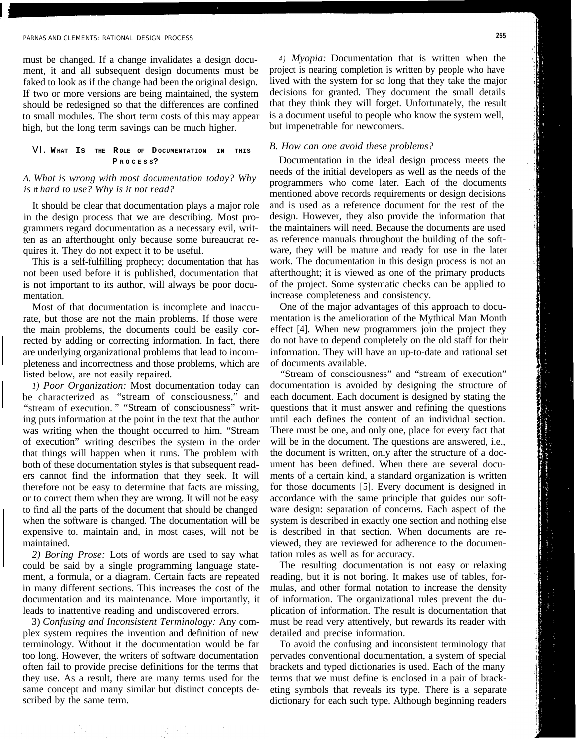must be changed. If a change invalidates a design document, it and all subsequent design documents must be faked to look as if the change had been the original design. If two or more versions are being maintained, the system should be redesigned so that the differences are confined to small modules. The short term costs of this may appear high, but the long term savings can be much higher.

## VI. What Is the Role of Documentation in this Process?

### A. What is wrong with most documentation today? Why is it hard to use? Why is it not read?

It should be clear that documentation plays a major role in the design process that we are describing. Most programmers regard documentation as a necessary evil, written as an afterthought only because some bureaucrat requires it. They do not expect it to be useful.

This is a self-fulfilling prophecy; documentation that has not been used before it is published, documentation that is not important to its author, will always be poor documentation.

Most of that documentation is incomplete and inaccurate, but those are not the main problems. If those were the main problems, the documents could be easily corrected by adding or correcting information. In fact, there are underlying organizational problems that lead to incompleteness and incorrectness and those problems, which are listed below, are not easily repaired.

*1) Poor Organization:* Most documentation today can be characterized as "stream of consciousness," and "stream of execution." "Stream of consciousness" writing puts information at the point in the text that the author was writing when the thought occurred to him. "Stream of execution" writing describes the system in the order that things will happen when it runs. The problem with both of these documentation styles is that subsequent readers cannot find the information that they seek. It will therefore not be easy to determine that facts are missing, or to correct them when they are wrong. It will not be easy to find all the parts of the document that should be changed when the software is changed. The documentation will be expensive to. maintain and, in most cases, will not be maintained.

*2) Boring Prose:* Lots of words are used to say what could be said by a single programming language statement, a formula, or a diagram. Certain facts are repeated in many different sections. This increases the cost of the documentation and its maintenance. More importantly, it leads to inattentive reading and undiscovered errors.

3) *Confusing and Inconsistent Terminology:* Any complex system requires the invention and definition of new terminology. Without it the documentation would be far too long. However, the writers of software documentation often fail to provide precise definitions for the terms that they use. As a result, there are many terms used for the same concept and many similar but distinct concepts described by the same term.

*4) Myopia:* Documentation that is written when the project is nearing completion is written by people who have lived with the system for so long that they take the major decisions for granted. They document the small details that they think they will forget. Unfortunately, the result is a document useful to people who know the system well, but impenetrable for newcomers.

### B. How can one avoid these problems?

Documentation in the ideal design process meets the needs of the initial developers as well as the needs of the programmers who come later. Each of the documents mentioned above records requirements or design decisions and is used as a reference document for the rest of the design. However, they also provide the information that the maintainers will need. Because the documents are used as reference manuals throughout the building of the software, they will be mature and ready for use in the later work. The documentation in this design process is not an afterthought; it is viewed as one of the primary products of the project. Some systematic checks can be applied to increase completeness and consistency.

One of the major advantages of this approach to documentation is the amelioration of the Mythical Man Month effect [4]. When new programmers join the project they do not have to depend completely on the old staff for their information. They will have an up-to-date and rational set of documents available.

"Stream of consciousness" and "stream of execution" documentation is avoided by designing the structure of each document. Each document is designed by stating the questions that it must answer and refining the questions until each defines the content of an individual section. There must be one, and only one, place for every fact that will be in the document. The questions are answered, i.e., the document is written, only after the structure of a document has been defined. When there are several documents of a certain kind, a standard organization is written for those documents [5]. Every document is designed in accordance with the same principle that guides our software design: separation of concerns. Each aspect of the system is described in exactly one section and nothing else is described in that section. When documents are reviewed, they are reviewed for adherence to the documentation rules as well as for accuracy.

The resulting documentation is not easy or relaxing reading, but it is not boring. It makes use of tables, formulas, and other formal notation to increase the density of information. The organizational rules prevent the duplication of information. The result is documentation that must be read very attentively, but rewards its reader with detailed and precise information.

To avoid the confusing and inconsistent terminology that pervades conventional documentation, a system of special brackets and typed dictionaries is used. Each of the many terms that we must define is enclosed in a pair of bracketing symbols that reveals its type. There is a separate dictionary for each such type. Although beginning readers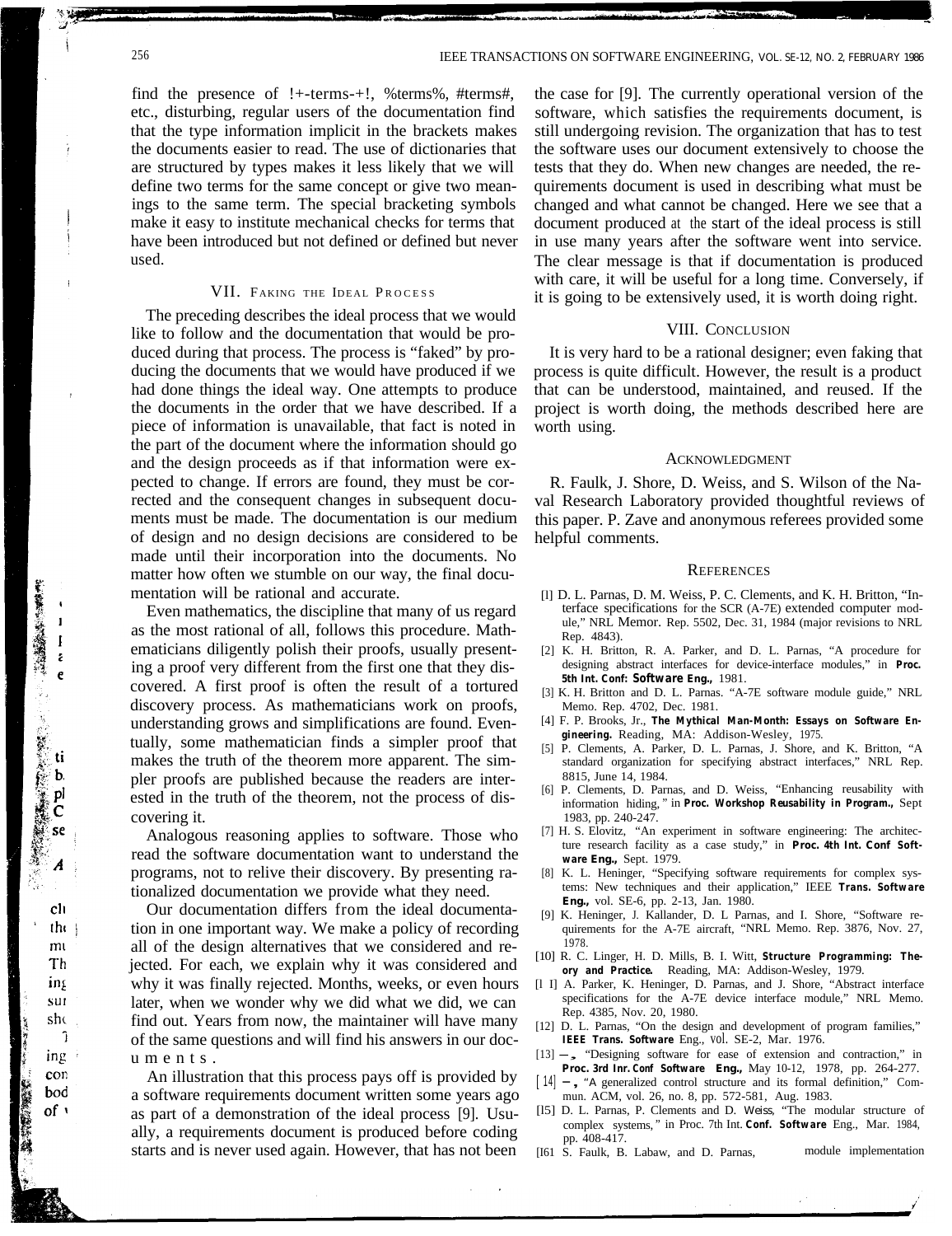find the presence of !+-terms-+!, %terms%, #terms#, etc., disturbing, regular users of the documentation find that the type information implicit in the brackets makes the documents easier to read. The use of dictionaries that are structured by types makes it less likely that we will define two terms for the same concept or give two meanings to the same term. The special bracketing symbols make it easy to institute mechanical checks for terms that have been introduced but not defined or defined but never used.

## VII. Faking the Ideal Process

The preceding describes the ideal process that we would like to follow and the documentation that would be produced during that process. The process is "faked" by producing the documents that we would have produced if we had done things the ideal way. One attempts to produce the documents in the order that we have described. If a piece of information is unavailable, that fact is noted in the part of the document where the information should go and the design proceeds as if that information were expected to change. If errors are found, they must be corrected and the consequent changes in subsequent documents must be made. The documentation is our medium of design and no design decisions are considered to be made until their incorporation into the documents. No matter how often we stumble on our way, the final documentation will be rational and accurate.

Even mathematics, the discipline that many of us regard as the most rational of all, follows this procedure. Mathematicians diligently polish their proofs, usually presenting a proof very different from the first one that they discovered. A first proof is often the result of a tortured discovery process. As mathematicians work on proofs, understanding grows and simplifications are found. Eventually, some mathematician finds a simpler proof that makes the truth of the theorem more apparent. The simpler proofs are published because the readers are interested in the truth of the theorem, not the process of discovering it.

Analogous reasoning applies to software. Those who read the software documentation want to understand the programs, not to relive their discovery. By presenting rationalized documentation we provide what they need.

Our documentation differs from the ideal documentation in one important way. We make a policy of recording all of the design alternatives that we considered and rejected. For each, we explain why it was considered and why it was finally rejected. Months, weeks, or even hours later, when we wonder why we did what we did, we can find out. Years from now, the maintainer will have many of the same questions and will find his answers in our documents.

An illustration that this process pays off is provided by a software requirements document written some years ago as part of a demonstration of the ideal process [9]. Usually, a requirements document is produced before coding starts and is never used again. However, that has not been the case for [9]. The currently operational version of the software, which satisfies the requirements document, is still undergoing revision. The organization that has to test the software uses our document extensively to choose the tests that they do. When new changes are needed, the requirements document is used in describing what must be changed and what cannot be changed. Here we see that a document produced at the start of the ideal process is still in use many years after the software went into service. The clear message is that if documentation is produced with care, it will be useful for a long time. Conversely, if it is going to be extensively used, it is worth doing right.

## VIII. Conclusion

It is very hard to be a rational designer; even faking that process is quite difficult. However, the result is a product that can be understood, maintained, and reused. If the project is worth doing, the methods described here are worth using.

## Acknowledgment

R. Faulk, J. Shore, D. Weiss, and S. Wilson of the Naval Research Laboratory provided thoughtful reviews of this paper. P. Zave and anonymous referees provided some helpful comments.

## References

[1] D. L. Parnas, D. M. Weiss, P. C. Clements, and K. H. Britton, "Interface specifications for the SCR (A-7E) extended computer module," NRL Memor. Rep. 5502, Dec. 31, 1984 (major revisions to NRL Rep. 4843).

[2] K. H. Britton, R. A. Parker, and D. L. Parnas, "A procedure for designing abstract interfaces for device-interface modules," in *Proc. 5th Int. Conf. Software Eng.,* 1981.

[3] K. H. Britton and D. L. Parnas. "A-7E software module guide," NRL Memo. Rep. 4702, Dec. 1981.

[4] F. P. Brooks, Jr., *The Mythical Man-Month: Essays on Software Engineering.* Reading, MA: Addison-Wesley, 1975.

[5] P. Clements, A. Parker, D. L. Parnas, J. Shore, and K. Britton, "A standard organization for specifying abstract interfaces," NRL Rep. 8815, June 14, 1984.

[6] P. Clements, D. Parnas, and D. Weiss, "Enhancing reusability with information hiding," in *Proc. Workshop Reusability in Program.,* Sept 1983, pp. 240-247.

[7] H. S. Elovitz, "An experiment in software engineering: The architecture research facility as a case study," in *Proc. 4th Int. Conf Software Eng.,* Sept. 1979.

[8] K. L. Heninger, "Specifying software requirements for complex systems: New techniques and their application," IEEE *Trans. Software Eng.,* vol. SE-6, pp. 2-13, Jan. 1980.

[9] K. Heninger, J. Kallander, D. L Parnas, and I. Shore, "Software requirements for the A-7E aircraft, "NRL Memo. Rep. 3876, Nov. 27, 1978.

[10] R. C. Linger, H. D. Mills, B. I. Witt, *Structure Programming: Theory and Practice.* Reading, MA: Addison-Wesley, 1979.

[11] A. Parker, K. Heninger, D. Parnas, and J. Shore, "Abstract interface specifications for the A-7E device interface module," NRL Memo. Rep. 4385, Nov. 20, 1980.

[12] D. L. Parnas, "On the design and development of program families," *IEEE Trans. Software* Eng., vol. SE-2, Mar. 1976.

[13] —, "Designing software for ease of extension and contraction," in *Proc. 3rd Inr. Conf Software Eng.,* May 10-12, 1978, pp. 264-277.

[14] —, "A generalized control structure and its formal definition," Commun. ACM, vol. 26, no. 8, pp. 572-581, Aug. 1983.

[15] D. L. Parnas, P. Clements and D. Weiss, "The modular structure of complex systems," in Proc. 7th Int. *Conf. Software* Eng., Mar. 1984, pp. 408-417.

[16] S. Faulk, B. Labaw, and D. Parnas, module implementation